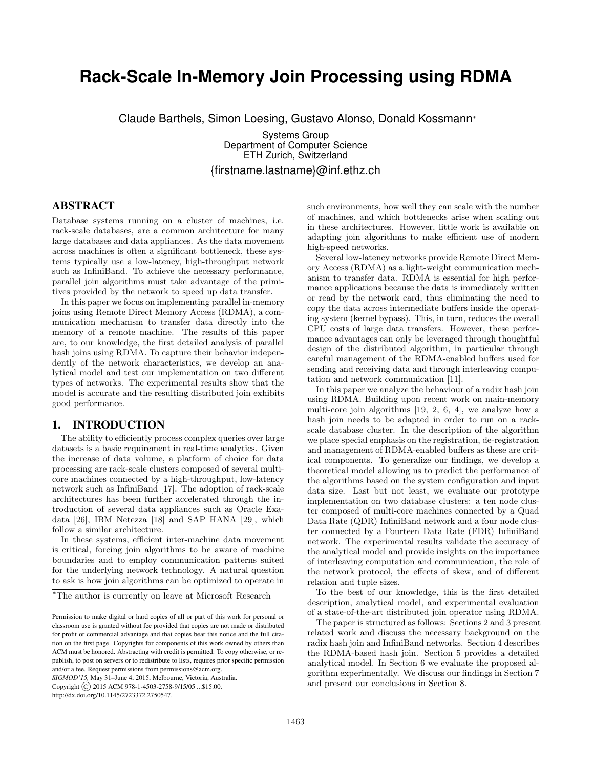# Rack-Scale In-Memory Join Processing using RDMA

Claude Barthels, Simon Loesing, Gustavo Alonso, Donald Kossmann[*]

Systems Group
Department of Computer Science
ETH Zurich, Switzerland

{firstname.lastname}@inf.ethz.ch

## ABSTRACT

Database systems running on a cluster of machines, i.e. rack-scale databases, are a common architecture for many large databases and data appliances. As the data movement across machines is often a significant bottleneck, these systems typically use a low-latency, high-throughput network such as InfiniBand. To achieve the necessary performance, parallel join algorithms must take advantage of the primitives provided by the network to speed up data transfer.

In this paper we focus on implementing parallel in-memory joins using Remote Direct Memory Access (RDMA), a communication mechanism to transfer data directly into the memory of a remote machine. The results of this paper are, to our knowledge, the first detailed analysis of parallel hash joins using RDMA. To capture their behavior independently of the network characteristics, we develop an analytical model and test our implementation on two different types of networks. The experimental results show that the model is accurate and the resulting distributed join exhibits good performance.

## 1. INTRODUCTION

The ability to efficiently process complex queries over large datasets is a basic requirement in real-time analytics. Given the increase of data volume, a platform of choice for data processing are rack-scale clusters composed of several multi-core machines connected by a high-throughput, low-latency network such as InfiniBand [17]. The adoption of rack-scale architectures has been further accelerated through the introduction of several data appliances such as Oracle Exadata [26], IBM Netezza [18] and SAP HANA [29], which follow a similar architecture.

In these systems, efficient inter-machine data movement is critical, forcing join algorithms to be aware of machine boundaries and to employ communication patterns suited for the underlying network technology. A natural question to ask is how join algorithms can be optimized to operate in such environments, how well they can scale with the number of machines, and which bottlenecks arise when scaling out in these architectures. However, little work is available on adapting join algorithms to make efficient use of modern high-speed networks.

Several low-latency networks provide Remote Direct Memory Access (RDMA) as a light-weight communication mechanism to transfer data. RDMA is essential for high performance applications because the data is immediately written or read by the network card, thus eliminating the need to copy the data across intermediate buffers inside the operating system (kernel bypass). This, in turn, reduces the overall CPU costs of large data transfers. However, these performance advantages can only be leveraged through thoughtful design of the distributed algorithm, in particular through careful management of the RDMA-enabled buffers used for sending and receiving data and through interleaving computation and network communication [11].

In this paper we analyze the behaviour of a radix hash join using RDMA. Building upon recent work on main-memory multi-core join algorithms [19, 2, 6, 4], we analyze how a hash join needs to be adapted in order to run on a rack-scale database cluster. In the description of the algorithm we place special emphasis on the registration, de-registration and management of RDMA-enabled buffers as these are critical components. To generalize our findings, we develop a theoretical model allowing us to predict the performance of the algorithms based on the system configuration and input data size. Last but not least, we evaluate our prototype implementation on two database clusters: a ten node cluster composed of multi-core machines connected by a Quad Data Rate (QDR) InfiniBand network and a four node cluster connected by a Fourteen Data Rate (FDR) InfiniBand network. The experimental results validate the accuracy of the analytical model and provide insights on the importance of interleaving computation and communication, the role of the network protocol, the effects of skew, and of different relation and tuple sizes.

To the best of our knowledge, this is the first detailed description, analytical model, and experimental evaluation of a state-of-the-art distributed join operator using RDMA.

The paper is structured as follows: Sections 2 and 3 present related work and discuss the necessary background on the radix hash join and InfiniBand networks. Section 4 describes the RDMA-based hash join. Section 5 provides a detailed analytical model. In Section 6 we evaluate the proposed algorithm experimentally. We discuss our findings in Section 7 and present our conclusions in Section 8.

[*]The author is currently on leave at Microsoft Research

Permission to make digital or hard copies of all or part of this work for personal or classroom use is granted without fee provided that copies are not made or distributed for profit or commercial advantage and that copies bear this notice and the full citation on the first page. Copyrights for components of this work owned by others than ACM must be honored. Abstracting with credit is permitted. To copy otherwise, or republish, to post on servers or to redistribute to lists, requires prior specific permission and/or a fee. Request permissions from permissions@acm.org.
*SIGMOD'15,* May 31–June 4, 2015, Melbourne, Victoria, Australia.
Copyright © 2015 ACM 978-1-4503-2758-9/15/05 ...$15.00.
http://dx.doi.org/10.1145/2723372.2750547.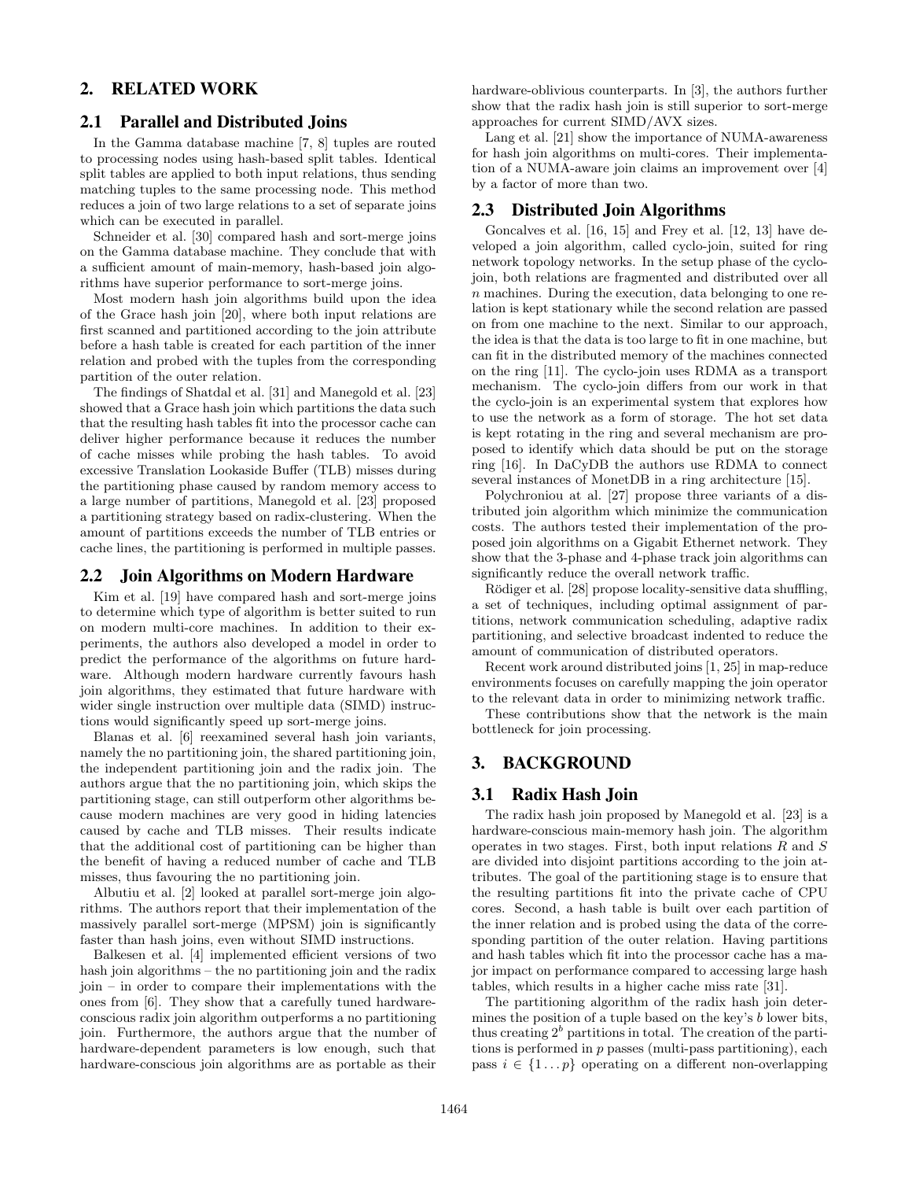## 2. RELATED WORK

### 2.1 Parallel and Distributed Joins

In the Gamma database machine [7, 8] tuples are routed to processing nodes using hash-based split tables. Identical split tables are applied to both input relations, thus sending matching tuples to the same processing node. This method reduces a join of two large relations to a set of separate joins which can be executed in parallel.

Schneider et al. [30] compared hash and sort-merge joins on the Gamma database machine. They conclude that with a sufficient amount of main-memory, hash-based join algorithms have superior performance to sort-merge joins.

Most modern hash join algorithms build upon the idea of the Grace hash join [20], where both input relations are first scanned and partitioned according to the join attribute before a hash table is created for each partition of the inner relation and probed with the tuples from the corresponding partition of the outer relation.

The findings of Shatdal et al. [31] and Manegold et al. [23] showed that a Grace hash join which partitions the data such that the resulting hash tables fit into the processor cache can deliver higher performance because it reduces the number of cache misses while probing the hash tables. To avoid excessive Translation Lookaside Buffer (TLB) misses during the partitioning phase caused by random memory access to a large number of partitions, Manegold et al. [23] proposed a partitioning strategy based on radix-clustering. When the amount of partitions exceeds the number of TLB entries or cache lines, the partitioning is performed in multiple passes.

### 2.2 Join Algorithms on Modern Hardware

Kim et al. [19] have compared hash and sort-merge joins to determine which type of algorithm is better suited to run on modern multi-core machines. In addition to their experiments, the authors also developed a model in order to predict the performance of the algorithms on future hardware. Although modern hardware currently favours hash join algorithms, they estimated that future hardware with wider single instruction over multiple data (SIMD) instructions would significantly speed up sort-merge joins.

Blanas et al. [6] reexamined several hash join variants, namely the no partitioning join, the shared partitioning join, the independent partitioning join and the radix join. The authors argue that the no partitioning join, which skips the partitioning stage, can still outperform other algorithms because modern machines are very good in hiding latencies caused by cache and TLB misses. Their results indicate that the additional cost of partitioning can be higher than the benefit of having a reduced number of cache and TLB misses, thus favouring the no partitioning join.

Albutiu et al. [2] looked at parallel sort-merge join algorithms. The authors report that their implementation of the massively parallel sort-merge (MPSM) join is significantly faster than hash joins, even without SIMD instructions.

Balkesen et al. [4] implemented efficient versions of two hash join algorithms – the no partitioning join and the radix join – in order to compare their implementations with the ones from [6]. They show that a carefully tuned hardware-conscious radix join algorithm outperforms a no partitioning join. Furthermore, the authors argue that the number of hardware-dependent parameters is low enough, such that hardware-conscious join algorithms are as portable as their hardware-oblivious counterparts. In [3], the authors further show that the radix hash join is still superior to sort-merge approaches for current SIMD/AVX sizes.

Lang et al. [21] show the importance of NUMA-awareness for hash join algorithms on multi-cores. Their implementation of a NUMA-aware join claims an improvement over [4] by a factor of more than two.

### 2.3 Distributed Join Algorithms

Goncalves et al. [16, 15] and Frey et al. [12, 13] have developed a join algorithm, called cyclo-join, suited for ring network topology networks. In the setup phase of the cyclo-join, both relations are fragmented and distributed over all $n$ machines. During the execution, data belonging to one relation is kept stationary while the second relation are passed on from one machine to the next. Similar to our approach, the idea is that the data is too large to fit in one machine, but can fit in the distributed memory of the machines connected on the ring [11]. The cyclo-join uses RDMA as a transport mechanism. The cyclo-join differs from our work in that the cyclo-join is an experimental system that explores how to use the network as a form of storage. The hot set data is kept rotating in the ring and several mechanism are proposed to identify which data should be put on the storage ring [16]. In DaCyDB the authors use RDMA to connect several instances of MonetDB in a ring architecture [15].

Polychroniou at al. [27] propose three variants of a distributed join algorithm which minimize the communication costs. The authors tested their implementation of the proposed join algorithms on a Gigabit Ethernet network. They show that the 3-phase and 4-phase track join algorithms can significantly reduce the overall network traffic.

Rödiger et al. [28] propose locality-sensitive data shuffling, a set of techniques, including optimal assignment of partitions, network communication scheduling, adaptive radix partitioning, and selective broadcast indented to reduce the amount of communication of distributed operators.

Recent work around distributed joins [1, 25] in map-reduce environments focuses on carefully mapping the join operator to the relevant data in order to minimizing network traffic.

These contributions show that the network is the main bottleneck for join processing.

## 3. BACKGROUND

### 3.1 Radix Hash Join

The radix hash join proposed by Manegold et al. [23] is a hardware-conscious main-memory hash join. The algorithm operates in two stages. First, both input relations $R$ and $S$ are divided into disjoint partitions according to the join attributes. The goal of the partitioning stage is to ensure that the resulting partitions fit into the private cache of CPU cores. Second, a hash table is built over each partition of the inner relation and is probed using the data of the corresponding partition of the outer relation. Having partitions and hash tables which fit into the processor cache has a major impact on performance compared to accessing large hash tables, which results in a higher cache miss rate [31].

The partitioning algorithm of the radix hash join determines the position of a tuple based on the key's $b$ lower bits, thus creating $2^b$ partitions in total. The creation of the partitions is performed in $p$ passes (multi-pass partitioning), each pass $i \in \{1 \dots p\}$ operating on a different non-overlapping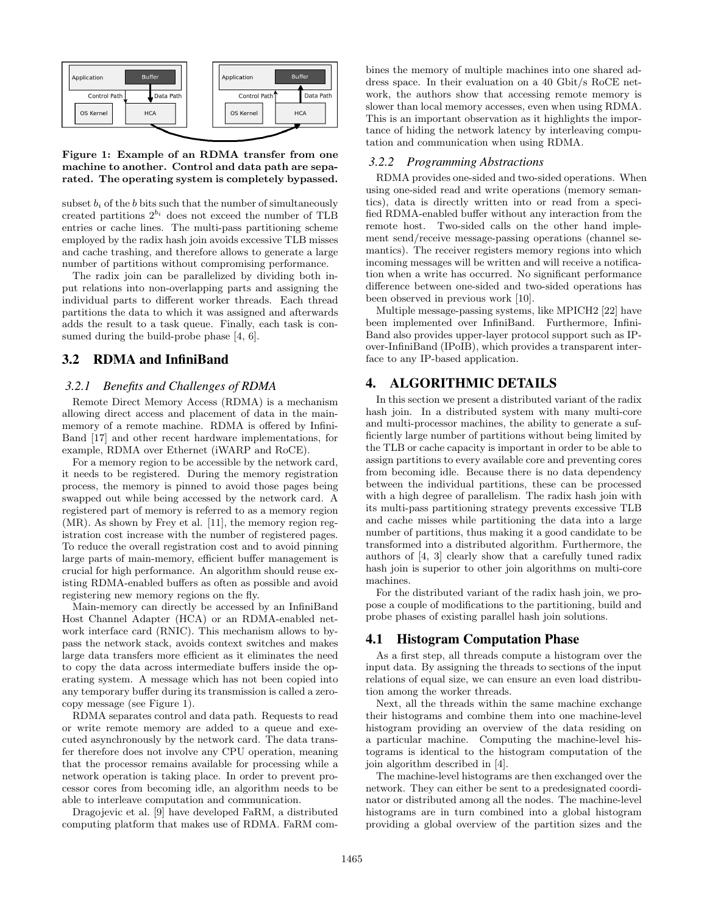Figure 1: Example of an RDMA transfer from one machine to another. Control and data path are separated. The operating system is completely bypassed.

subset $b_i$ of the $b$ bits such that the number of simultaneously created partitions $2^{b_i}$ does not exceed the number of TLB entries or cache lines. The multi-pass partitioning scheme employed by the radix hash join avoids excessive TLB misses and cache trashing, and therefore allows to generate a large number of partitions without compromising performance.

The radix join can be parallelized by dividing both input relations into non-overlapping parts and assigning the individual parts to different worker threads. Each thread partitions the data to which it was assigned and afterwards adds the result to a task queue. Finally, each task is consumed during the build-probe phase [4, 6].

## 3.2 RDMA and InfiniBand

### 3.2.1 Benefits and Challenges of RDMA

Remote Direct Memory Access (RDMA) is a mechanism allowing direct access and placement of data in the main-memory of a remote machine. RDMA is offered by InfiniBand [17] and other recent hardware implementations, for example, RDMA over Ethernet (iWARP and RoCE).

For a memory region to be accessible by the network card, it needs to be registered. During the memory registration process, the memory is pinned to avoid those pages being swapped out while being accessed by the network card. A registered part of memory is referred to as a memory region (MR). As shown by Frey et al. [11], the memory region registration cost increase with the number of registered pages. To reduce the overall registration cost and to avoid pinning large parts of main-memory, efficient buffer management is crucial for high performance. An algorithm should reuse existing RDMA-enabled buffers as often as possible and avoid registering new memory regions on the fly.

Main-memory can directly be accessed by an InfiniBand Host Channel Adapter (HCA) or an RDMA-enabled network interface card (RNIC). This mechanism allows to bypass the network stack, avoids context switches and makes large data transfers more efficient as it eliminates the need to copy the data across intermediate buffers inside the operating system. A message which has not been copied into any temporary buffer during its transmission is called a zero-copy message (see Figure 1).

RDMA separates control and data path. Requests to read or write remote memory are added to a queue and executed asynchronously by the network card. The data transfer therefore does not involve any CPU operation, meaning that the processor remains available for processing while a network operation is taking place. In order to prevent processor cores from becoming idle, an algorithm needs to be able to interleave computation and communication.

Dragojevic et al. [9] have developed FaRM, a distributed computing platform that makes use of RDMA. FaRM combines the memory of multiple machines into one shared address space. In their evaluation on a 40 Gbit/s RoCE network, the authors show that accessing remote memory is slower than local memory accesses, even when using RDMA. This is an important observation as it highlights the importance of hiding the network latency by interleaving computation and communication when using RDMA.

### 3.2.2 Programming Abstractions

RDMA provides one-sided and two-sided operations. When using one-sided read and write operations (memory semantics), data is directly written into or read from a specified RDMA-enabled buffer without any interaction from the remote host. Two-sided calls on the other hand implement send/receive message-passing operations (channel semantics). The receiver registers memory regions into which incoming messages will be written and will receive a notification when a write has occurred. No significant performance difference between one-sided and two-sided operations has been observed in previous work [10].

Multiple message-passing systems, like MPICH2 [22] have been implemented over InfiniBand. Furthermore, InfiniBand also provides upper-layer protocol support such as IP-over-InfiniBand (IPoIB), which provides a transparent interface to any IP-based application.

# 4. ALGORITHMIC DETAILS

In this section we present a distributed variant of the radix hash join. In a distributed system with many multi-core and multi-processor machines, the ability to generate a sufficiently large number of partitions without being limited by the TLB or cache capacity is important in order to be able to assign partitions to every available core and preventing cores from becoming idle. Because there is no data dependency between the individual partitions, these can be processed with a high degree of parallelism. The radix hash join with its multi-pass partitioning strategy prevents excessive TLB and cache misses while partitioning the data into a large number of partitions, thus making it a good candidate to be transformed into a distributed algorithm. Furthermore, the authors of [4, 3] clearly show that a carefully tuned radix hash join is superior to other join algorithms on multi-core machines.

For the distributed variant of the radix hash join, we propose a couple of modifications to the partitioning, build and probe phases of existing parallel hash join solutions.

## 4.1 Histogram Computation Phase

As a first step, all threads compute a histogram over the input data. By assigning the threads to sections of the input relations of equal size, we can ensure an even load distribution among the worker threads.

Next, all the threads within the same machine exchange their histograms and combine them into one machine-level histogram providing an overview of the data residing on a particular machine. Computing the machine-level histograms is identical to the histogram computation of the join algorithm described in [4].

The machine-level histograms are then exchanged over the network. They can either be sent to a predesignated coordinator or distributed among all the nodes. The machine-level histograms are in turn combined into a global histogram providing a global overview of the partition sizes and the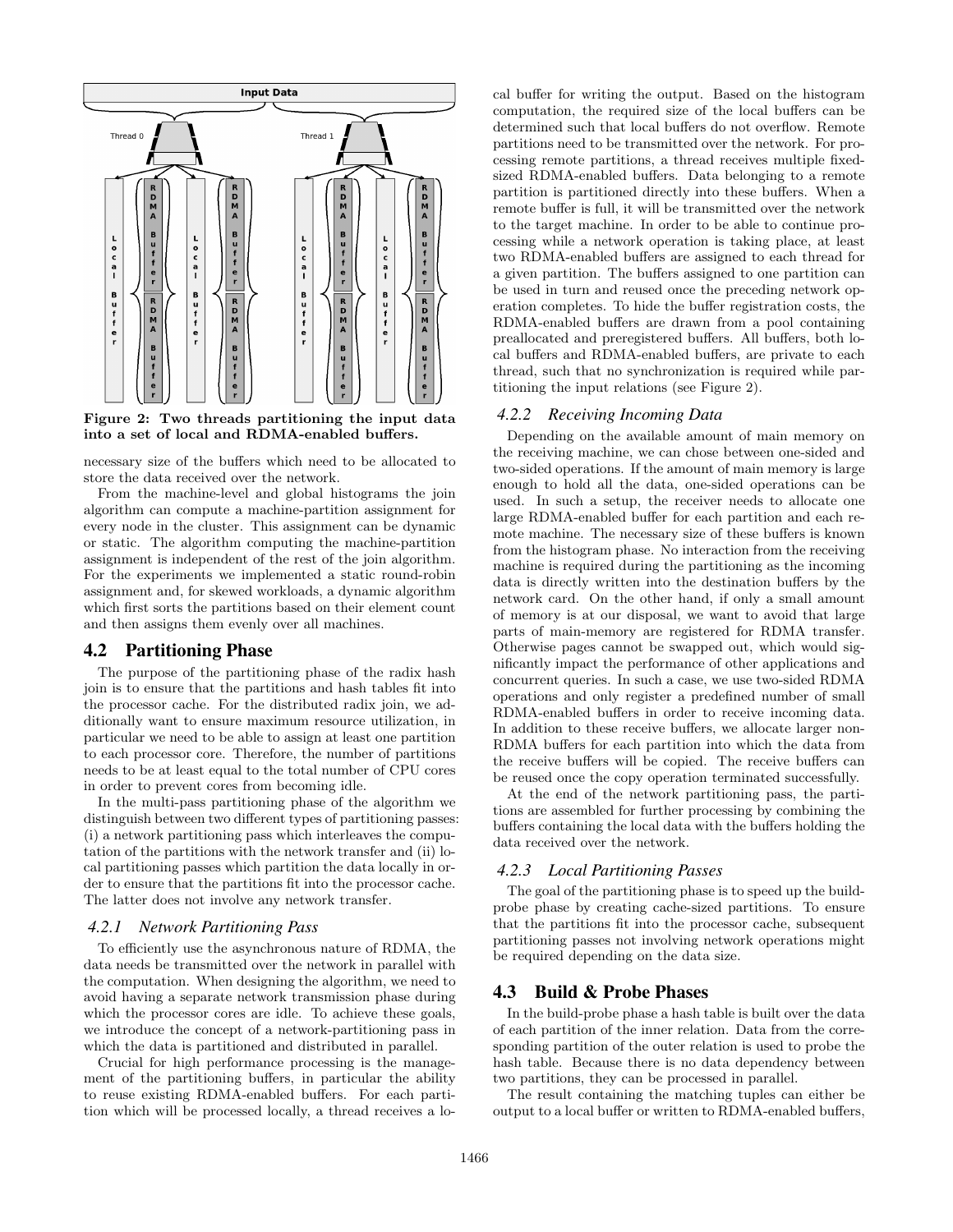Figure 2: Two threads partitioning the input data into a set of local and RDMA-enabled buffers.

necessary size of the buffers which need to be allocated to store the data received over the network.

From the machine-level and global histograms the join algorithm can compute a machine-partition assignment for every node in the cluster. This assignment can be dynamic or static. The algorithm computing the machine-partition assignment is independent of the rest of the join algorithm. For the experiments we implemented a static round-robin assignment and, for skewed workloads, a dynamic algorithm which first sorts the partitions based on their element count and then assigns them evenly over all machines.

## 4.2 Partitioning Phase

The purpose of the partitioning phase of the radix hash join is to ensure that the partitions and hash tables fit into the processor cache. For the distributed radix join, we additionally want to ensure maximum resource utilization, in particular we need to be able to assign at least one partition to each processor core. Therefore, the number of partitions needs to be at least equal to the total number of CPU cores in order to prevent cores from becoming idle.

In the multi-pass partitioning phase of the algorithm we distinguish between two different types of partitioning passes: (i) a network partitioning pass which interleaves the computation of the partitions with the network transfer and (ii) local partitioning passes which partition the data locally in order to ensure that the partitions fit into the processor cache. The latter does not involve any network transfer.

### 4.2.1 Network Partitioning Pass

To efficiently use the asynchronous nature of RDMA, the data needs be transmitted over the network in parallel with the computation. When designing the algorithm, we need to avoid having a separate network transmission phase during which the processor cores are idle. To achieve these goals, we introduce the concept of a network-partitioning pass in which the data is partitioned and distributed in parallel.

Crucial for high performance processing is the management of the partitioning buffers, in particular the ability to reuse existing RDMA-enabled buffers. For each partition which will be processed locally, a thread receives a local buffer for writing the output. Based on the histogram computation, the required size of the local buffers can be determined such that local buffers do not overflow. Remote partitions need to be transmitted over the network. For processing remote partitions, a thread receives multiple fixed-sized RDMA-enabled buffers. Data belonging to a remote partition is partitioned directly into these buffers. When a remote buffer is full, it will be transmitted over the network to the target machine. In order to be able to continue processing while a network operation is taking place, at least two RDMA-enabled buffers are assigned to each thread for a given partition. The buffers assigned to one partition can be used in turn and reused once the preceding network operation completes. To hide the buffer registration costs, the RDMA-enabled buffers are drawn from a pool containing preallocated and preregistered buffers. All buffers, both local buffers and RDMA-enabled buffers, are private to each thread, such that no synchronization is required while partitioning the input relations (see Figure 2).

### 4.2.2 Receiving Incoming Data

Depending on the available amount of main memory on the receiving machine, we can chose between one-sided and two-sided operations. If the amount of main memory is large enough to hold all the data, one-sided operations can be used. In such a setup, the receiver needs to allocate one large RDMA-enabled buffer for each partition and each remote machine. The necessary size of these buffers is known from the histogram phase. No interaction from the receiving machine is required during the partitioning as the incoming data is directly written into the destination buffers by the network card. On the other hand, if only a small amount of memory is at our disposal, we want to avoid that large parts of main-memory are registered for RDMA transfer. Otherwise pages cannot be swapped out, which would significantly impact the performance of other applications and concurrent queries. In such a case, we use two-sided RDMA operations and only register a predefined number of small RDMA-enabled buffers in order to receive incoming data. In addition to these receive buffers, we allocate larger non-RDMA buffers for each partition into which the data from the receive buffers will be copied. The receive buffers can be reused once the copy operation terminated successfully.

At the end of the network partitioning pass, the partitions are assembled for further processing by combining the buffers containing the local data with the buffers holding the data received over the network.

### 4.2.3 Local Partitioning Passes

The goal of the partitioning phase is to speed up the build-probe phase by creating cache-sized partitions. To ensure that the partitions fit into the processor cache, subsequent partitioning passes not involving network operations might be required depending on the data size.

## 4.3 Build & Probe Phases

In the build-probe phase a hash table is built over the data of each partition of the inner relation. Data from the corresponding partition of the outer relation is used to probe the hash table. Because there is no data dependency between two partitions, they can be processed in parallel.

The result containing the matching tuples can either be output to a local buffer or written to RDMA-enabled buffers,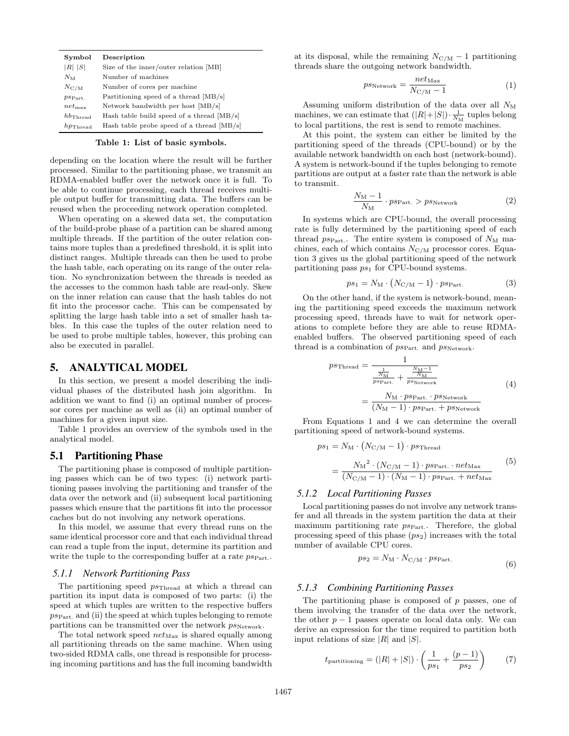| Symbol | Description |
|---|---|
| $\|R\|$ $\|S\|$ | Size of the inner/outer relation [MB] |
| $N_{\text{M}}$ | Number of machines |
| $N_{\text{C/M}}$ | Number of cores per machine |
| $ps_{\text{Part.}}$ | Partitioning speed of a thread [MB/s] |
| $net_{\max}$ | Network bandwidth per host [MB/s] |
| $hb_{\text{Thread}}$ | Hash table build speed of a thread [MB/s] |
| $hp_{\text{Thread}}$ | Hash table probe speed of a thread [MB/s] |

**Table 1: List of basic symbols.**

depending on the location where the result will be further processed. Similar to the partitioning phase, we transmit an RDMA-enabled buffer over the network once it is full. To be able to continue processing, each thread receives multiple output buffer for transmitting data. The buffers can be reused when the proceeding network operation completed.

When operating on a skewed data set, the computation of the build-probe phase of a partition can be shared among multiple threads. If the partition of the outer relation contains more tuples than a predefined threshold, it is split into distinct ranges. Multiple threads can then be used to probe the hash table, each operating on its range of the outer relation. No synchronization between the threads is needed as the accesses to the common hash table are read-only. Skew on the inner relation can cause that the hash tables do not fit into the processor cache. This can be compensated by splitting the large hash table into a set of smaller hash tables. In this case the tuples of the outer relation need to be used to probe multiple tables, however, this probing can also be executed in parallel.

# 5. ANALYTICAL MODEL

In this section, we present a model describing the individual phases of the distributed hash join algorithm. In addition we want to find (i) an optimal number of processor cores per machine as well as (ii) an optimal number of machines for a given input size.

Table 1 provides an overview of the symbols used in the analytical model.

## 5.1 Partitioning Phase

The partitioning phase is composed of multiple partitioning passes which can be of two types: (i) network partitioning passes involving the partitioning and transfer of the data over the network and (ii) subsequent local partitioning passes which ensure that the partitions fit into the processor caches but do not involving any network operations.

In this model, we assume that every thread runs on the same identical processor core and that each individual thread can read a tuple from the input, determine its partition and write the tuple to the corresponding buffer at a rate $ps_{\text{Part.}}$.

### 5.1.1 Network Partitioning Pass

The partitioning speed $ps_{\text{Thread}}$ at which a thread can partition its input data is composed of two parts: (i) the speed at which tuples are written to the respective buffers $ps_{\text{Part.}}$ and (ii) the speed at which tuples belonging to remote partitions can be transmitted over the network $ps_{\text{Network}}$.

The total network speed $net_{\text{Max}}$ is shared equally among all partitioning threads on the same machine. When using two-sided RDMA calls, one thread is responsible for processing incoming partitions and has the full incoming bandwidth at its disposal, while the remaining $N_{\text{C/M}} - 1$ partitioning threads share the outgoing network bandwidth.

$$ps_{\text{Network}} = \frac{net_{\text{Max}}}{N_{\text{C/M}} - 1} \tag{1}$$

Assuming uniform distribution of the data over all $N_{\text{M}}$ machines, we can estimate that $(|R|+|S|) \cdot \frac{1}{N_{\text{M}}}$ tuples belong to local partitions, the rest is send to remote machines.

At this point, the system can either be limited by the partitioning speed of the threads (CPU-bound) or by the available network bandwidth on each host (network-bound). A system is network-bound if the tuples belonging to remote partitions are output at a faster rate than the network is able to transmit.

$$\frac{N_{\text{M}} - 1}{N_{\text{M}}} \cdot ps_{\text{Part.}} > ps_{\text{Network}} \tag{2}$$

In systems which are CPU-bound, the overall processing rate is fully determined by the partitioning speed of each thread $ps_{\text{Part.}}$. The entire system is composed of $N_{\text{M}}$ machines, each of which contains $N_{\text{C/M}}$ processor cores. Equation 3 gives us the global partitioning speed of the network partitioning pass $ps_1$ for CPU-bound systems.

$$ps_1 = N_{\text{M}} \cdot \left(N_{\text{C/M}} - 1\right) \cdot ps_{\text{Part.}} \tag{3}$$

On the other hand, if the system is network-bound, meaning the partitioning speed exceeds the maximum network processing speed, threads have to wait for network operations to complete before they are able to reuse RDMA-enabled buffers. The observed partitioning speed of each thread is a combination of $ps_{\text{Part.}}$ and $ps_{\text{Network}}$.

$$\begin{aligned} ps_{\text{Thread}} &= \frac{1}{\frac{\frac{1}{N_{\text{M}}}}{ps_{\text{Part.}}} + \frac{\frac{N_{\text{M}}-1}{N_{\text{M}}}}{ps_{\text{Network}}}} \\ &= \frac{N_{\text{M}} \cdot ps_{\text{Part.}} \cdot ps_{\text{Network}}}{(N_{\text{M}} - 1) \cdot ps_{\text{Part.}} + ps_{\text{Network}}} \end{aligned} \tag{4}$$

From Equations 1 and 4 we can determine the overall partitioning speed of network-bound systems.

$$\begin{aligned} ps_1 &= N_{\text{M}} \cdot \left(N_{\text{C/M}} - 1\right) \cdot ps_{\text{Thread}} \\ &= \frac{{N_{\text{M}}}^2 \cdot (N_{\text{C/M}} - 1) \cdot ps_{\text{Part.}} \cdot net_{\text{Max}}}{(N_{\text{C/M}} - 1) \cdot (N_{\text{M}} - 1) \cdot ps_{\text{Part.}} + net_{\text{Max}}} \end{aligned} \tag{5}$$

### 5.1.2 Local Partitioning Passes

Local partitioning passes do not involve any network transfer and all threads in the system partition the data at their maximum partitioning rate $ps_{\text{Part.}}$. Therefore, the global processing speed of this phase ($ps_2$) increases with the total number of available CPU cores.

$$ps_2 = N_{\text{M}} \cdot N_{\text{C/M}} \cdot ps_{\text{Part.}} \tag{6}$$

### 5.1.3 Combining Partitioning Passes

The partitioning phase is composed of $p$ passes, one of them involving the transfer of the data over the network, the other $p - 1$ passes operate on local data only. We can derive an expression for the time required to partition both input relations of size $|R|$ and $|S|$.

$$t_{\text{partitioning}} = (|R| + |S|) \cdot \left(\frac{1}{ps_1} + \frac{(p-1)}{ps_2}\right) \tag{7}$$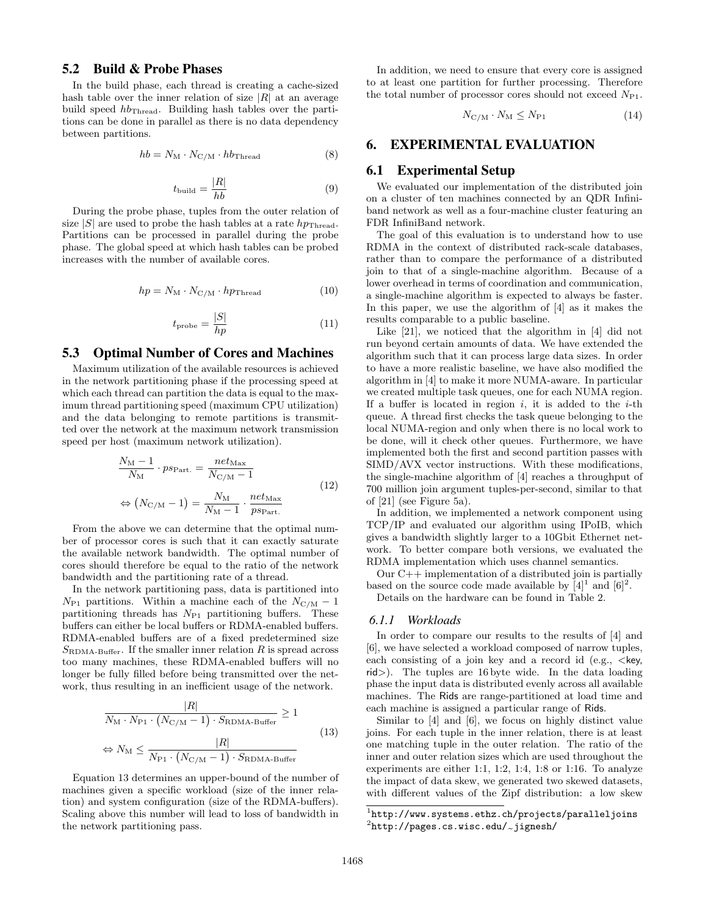## 5.2 Build & Probe Phases

In the build phase, each thread is creating a cache-sized hash table over the inner relation of size $|R|$ at an average build speed $hb_{\text{Thread}}$. Building hash tables over the partitions can be done in parallel as there is no data dependency between partitions.

$$hb = N_{\text{M}} \cdot N_{\text{C/M}} \cdot hb_{\text{Thread}} \tag{8}$$

$$t_{\text{build}} = \frac{|R|}{hb} \tag{9}$$

During the probe phase, tuples from the outer relation of size $|S|$ are used to probe the hash tables at a rate $hp_{\text{Thread}}$. Partitions can be processed in parallel during the probe phase. The global speed at which hash tables can be probed increases with the number of available cores.

$$hp = N_{\text{M}} \cdot N_{\text{C/M}} \cdot hp_{\text{Thread}} \tag{10}$$

$$t_{\text{probe}} = \frac{|S|}{hp} \tag{11}$$

## 5.3 Optimal Number of Cores and Machines

Maximum utilization of the available resources is achieved in the network partitioning phase if the processing speed at which each thread can partition the data is equal to the maximum thread partitioning speed (maximum CPU utilization) and the data belonging to remote partitions is transmitted over the network at the maximum network transmission speed per host (maximum network utilization).

$$\begin{aligned} \frac{N_{\text{M}} - 1}{N_{\text{M}}} \cdot ps_{\text{Part.}} &= \frac{net_{\text{Max}}}{N_{\text{C/M}} - 1} \\ \Leftrightarrow \left(N_{\text{C/M}} - 1\right) &= \frac{N_{\text{M}}}{N_{\text{M}} - 1} \cdot \frac{net_{\text{Max}}}{ps_{\text{Part.}}} \end{aligned} \tag{12}$$

From the above we can determine that the optimal number of processor cores is such that it can exactly saturate the available network bandwidth. The optimal number of cores should therefore be equal to the ratio of the network bandwidth and the partitioning rate of a thread.

In the network partitioning pass, data is partitioned into $N_{\text{P1}}$ partitions. Within a machine each of the $N_{\text{C/M}} - 1$ partitioning threads has $N_{\text{P1}}$ partitioning buffers. These buffers can either be local buffers or RDMA-enabled buffers. RDMA-enabled buffers are of a fixed predetermined size $S_{\text{RDMA-Buffer}}$. If the smaller inner relation $R$ is spread across too many machines, these RDMA-enabled buffers will no longer be fully filled before being transmitted over the network, thus resulting in an inefficient usage of the network.

$$\begin{aligned} \frac{|R|}{N_{\text{M}} \cdot N_{\text{P1}} \cdot \left(N_{\text{C/M}} - 1\right) \cdot S_{\text{RDMA-Buffer}}} &\geq 1 \\ \Leftrightarrow N_{\text{M}} &\leq \frac{|R|}{N_{\text{P1}} \cdot \left(N_{\text{C/M}} - 1\right) \cdot S_{\text{RDMA-Buffer}}} \end{aligned} \tag{13}$$

Equation 13 determines an upper-bound of the number of machines given a specific workload (size of the inner relation) and system configuration (size of the RDMA-buffers). Scaling above this number will lead to loss of bandwidth in the network partitioning pass.

In addition, we need to ensure that every core is assigned to at least one partition for further processing. Therefore the total number of processor cores should not exceed $N_{\text{P1}}$.

$$N_{\text{C/M}} \cdot N_{\text{M}} \leq N_{\text{P1}} \tag{14}$$

# 6. EXPERIMENTAL EVALUATION

## 6.1 Experimental Setup

We evaluated our implementation of the distributed join on a cluster of ten machines connected by an QDR Infiniband network as well as a four-machine cluster featuring an FDR InfiniBand network.

The goal of this evaluation is to understand how to use RDMA in the context of distributed rack-scale databases, rather than to compare the performance of a distributed join to that of a single-machine algorithm. Because of a lower overhead in terms of coordination and communication, a single-machine algorithm is expected to always be faster. In this paper, we use the algorithm of [4] as it makes the results comparable to a public baseline.

Like [21], we noticed that the algorithm in [4] did not run beyond certain amounts of data. We have extended the algorithm such that it can process large data sizes. In order to have a more realistic baseline, we have also modified the algorithm in [4] to make it more NUMA-aware. In particular we created multiple task queues, one for each NUMA region. If a buffer is located in region $i$, it is added to the $i$-th queue. A thread first checks the task queue belonging to the local NUMA-region and only when there is no local work to be done, will it check other queues. Furthermore, we have implemented both the first and second partition passes with SIMD/AVX vector instructions. With these modifications, the single-machine algorithm of [4] reaches a throughput of 700 million join argument tuples-per-second, similar to that of [21] (see Figure 5a).

In addition, we implemented a network component using TCP/IP and evaluated our algorithm using IPoIB, which gives a bandwidth slightly larger to a 10Gbit Ethernet network. To better compare both versions, we evaluated the RDMA implementation which uses channel semantics.

Our C++ implementation of a distributed join is partially based on the source code made available by [4][1] and [6][2].

Details on the hardware can be found in Table 2.

### 6.1.1 Workloads

In order to compare our results to the results of [4] and [6], we have selected a workload composed of narrow tuples, each consisting of a join key and a record id (e.g., <key, rid>). The tuples are 16 byte wide. In the data loading phase the input data is distributed evenly across all available machines. The Rids are range-partitioned at load time and each machine is assigned a particular range of Rids.

Similar to [4] and [6], we focus on highly distinct value joins. For each tuple in the inner relation, there is at least one matching tuple in the outer relation. The ratio of the inner and outer relation sizes which are used throughout the experiments are either 1:1, 1:2, 1:4, 1:8 or 1:16. To analyze the impact of data skew, we generated two skewed datasets, with different values of the Zipf distribution: a low skew

[1] http://www.systems.ethz.ch/projects/paralleljoins

[2] http://pages.cs.wisc.edu/~jignesh/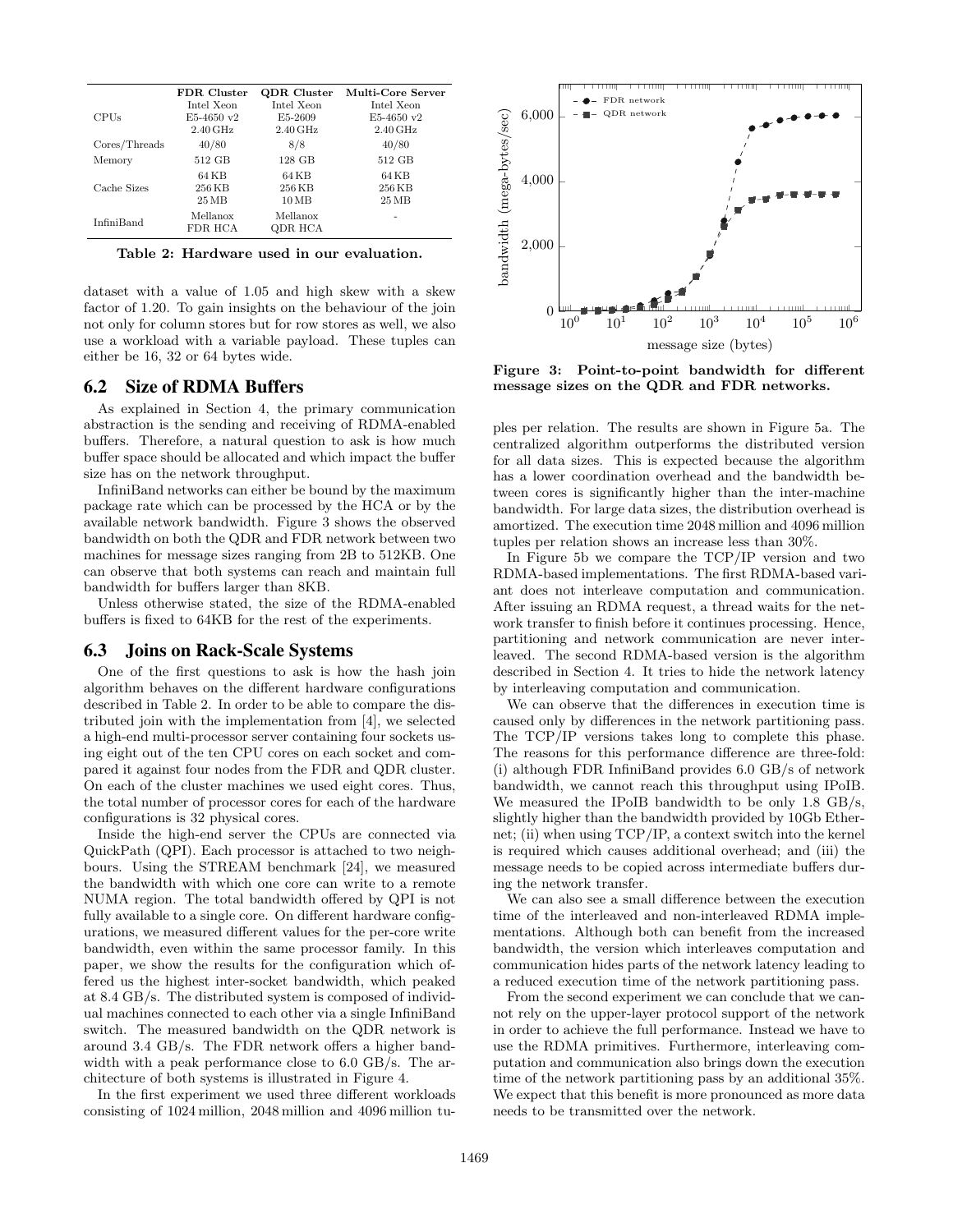|  | FDR Cluster | QDR Cluster | Multi-Core Server |
| --- | --- | --- | --- |
| CPUs | Intel Xeon E5-4650 v2 2.40 GHz | Intel Xeon E5-2609 2.40 GHz | Intel Xeon E5-4650 v2 2.40 GHz |
| Cores/Threads | 40/80 | 8/8 | 40/80 |
| Memory | 512 GB | 128 GB | 512 GB |
| Cache Sizes | 64 KB 256 KB 25 MB | 64 KB 256 KB 10 MB | 64 KB 256 KB 25 MB |
| InfiniBand | Mellanox FDR HCA | Mellanox QDR HCA | - |

**Table 2: Hardware used in our evaluation.**

dataset with a value of 1.05 and high skew with a skew factor of 1.20. To gain insights on the behaviour of the join not only for column stores but for row stores as well, we also use a workload with a variable payload. These tuples can either be 16, 32 or 64 bytes wide.

## 6.2 Size of RDMA Buffers

As explained in Section 4, the primary communication abstraction is the sending and receiving of RDMA-enabled buffers. Therefore, a natural question to ask is how much buffer space should be allocated and which impact the buffer size has on the network throughput.

InfiniBand networks can either be bound by the maximum package rate which can be processed by the HCA or by the available network bandwidth. Figure 3 shows the observed bandwidth on both the QDR and FDR network between two machines for message sizes ranging from 2B to 512KB. One can observe that both systems can reach and maintain full bandwidth for buffers larger than 8KB.

Unless otherwise stated, the size of the RDMA-enabled buffers is fixed to 64KB for the rest of the experiments.

## 6.3 Joins on Rack-Scale Systems

One of the first questions to ask is how the hash join algorithm behaves on the different hardware configurations described in Table 2. In order to be able to compare the distributed join with the implementation from [4], we selected a high-end multi-processor server containing four sockets using eight out of the ten CPU cores on each socket and compared it against four nodes from the FDR and QDR cluster. On each of the cluster machines we used eight cores. Thus, the total number of processor cores for each of the hardware configurations is 32 physical cores.

Inside the high-end server the CPUs are connected via QuickPath (QPI). Each processor is attached to two neighbours. Using the STREAM benchmark [24], we measured the bandwidth with which one core can write to a remote NUMA region. The total bandwidth offered by QPI is not fully available to a single core. On different hardware configurations, we measured different values for the per-core write bandwidth, even within the same processor family. In this paper, we show the results for the configuration which offered us the highest inter-socket bandwidth, which peaked at 8.4 GB/s. The distributed system is composed of individual machines connected to each other via a single InfiniBand switch. The measured bandwidth on the QDR network is around 3.4 GB/s. The FDR network offers a higher bandwidth with a peak performance close to 6.0 GB/s. The architecture of both systems is illustrated in Figure 4.

In the first experiment we used three different workloads consisting of 1024 million, 2048 million and 4096 million tuples per relation. The results are shown in Figure 5a. The centralized algorithm outperforms the distributed version for all data sizes. This is expected because the algorithm has a lower coordination overhead and the bandwidth between cores is significantly higher than the inter-machine bandwidth. For large data sizes, the distribution overhead is amortized. The execution time 2048 million and 4096 million tuples per relation shows an increase less than 30%.

**Figure 3: Point-to-point bandwidth for different message sizes on the QDR and FDR networks.**

In Figure 5b we compare the TCP/IP version and two RDMA-based implementations. The first RDMA-based variant does not interleave computation and communication. After issuing an RDMA request, a thread waits for the network transfer to finish before it continues processing. Hence, partitioning and network communication are never interleaved. The second RDMA-based version is the algorithm described in Section 4. It tries to hide the network latency by interleaving computation and communication.

We can observe that the differences in execution time is caused only by differences in the network partitioning pass. The TCP/IP versions takes long to complete this phase. The reasons for this performance difference are three-fold: (i) although FDR InfiniBand provides 6.0 GB/s of network bandwidth, we cannot reach this throughput using IPoIB. We measured the IPoIB bandwidth to be only 1.8 GB/s, slightly higher than the bandwidth provided by 10Gb Ethernet; (ii) when using TCP/IP, a context switch into the kernel is required which causes additional overhead; and (iii) the message needs to be copied across intermediate buffers during the network transfer.

We can also see a small difference between the execution time of the interleaved and non-interleaved RDMA implementations. Although both can benefit from the increased bandwidth, the version which interleaves computation and communication hides parts of the network latency leading to a reduced execution time of the network partitioning pass.

From the second experiment we can conclude that we cannot rely on the upper-layer protocol support of the network in order to achieve the full performance. Instead we have to use the RDMA primitives. Furthermore, interleaving computation and communication also brings down the execution time of the network partitioning pass by an additional 35%. We expect that this benefit is more pronounced as more data needs to be transmitted over the network.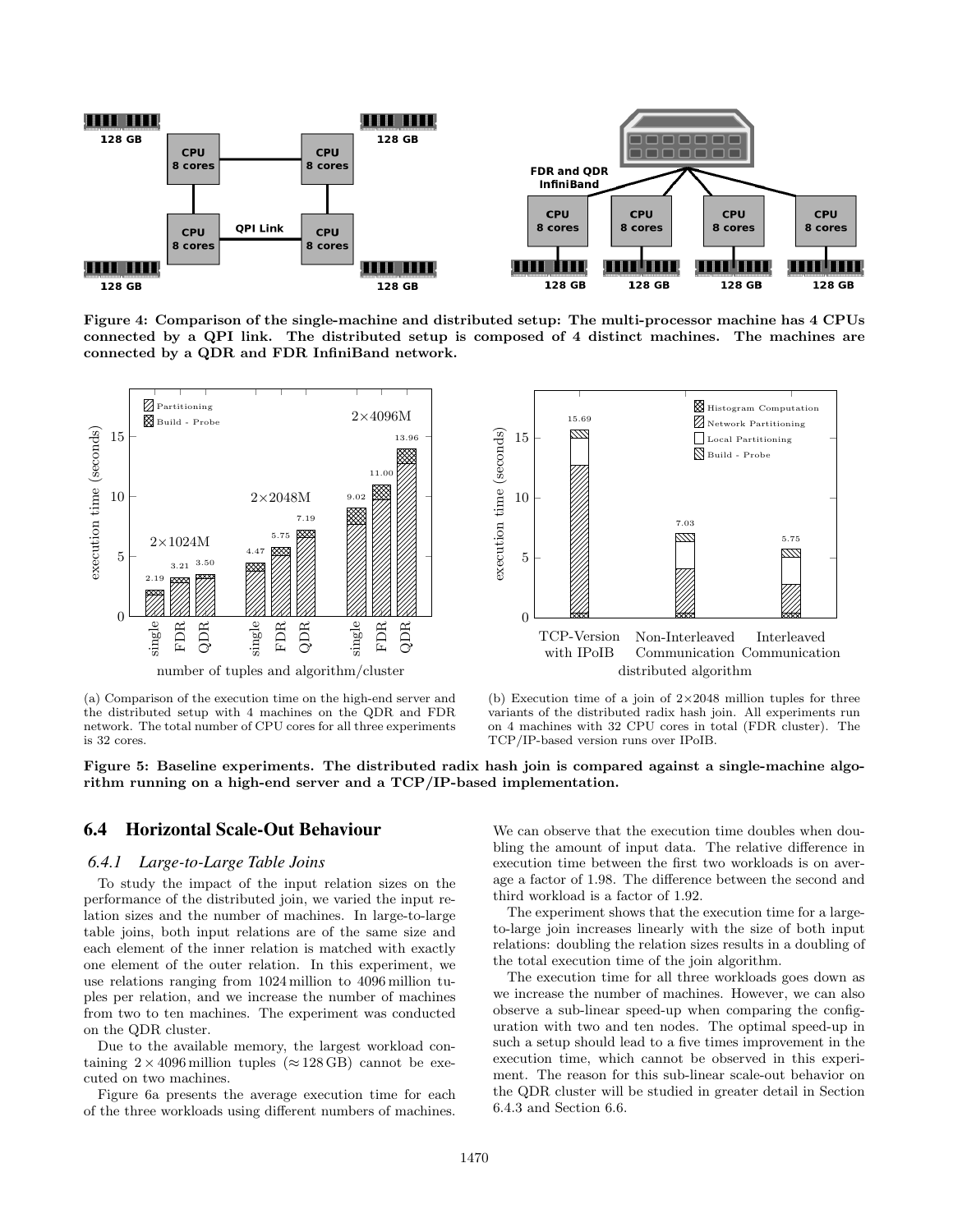Figure 4: Comparison of the single-machine and distributed setup: The multi-processor machine has 4 CPUs connected by a QPI link. The distributed setup is composed of 4 distinct machines. The machines are connected by a QDR and FDR InfiniBand network.

(a) Comparison of the execution time on the high-end server and the distributed setup with 4 machines on the QDR and FDR network. The total number of CPU cores for all three experiments is 32 cores.

(b) Execution time of a join of 2×2048 million tuples for three variants of the distributed radix hash join. All experiments run on 4 machines with 32 CPU cores in total (FDR cluster). The TCP/IP-based version runs over IPoIB.

Figure 5: Baseline experiments. The distributed radix hash join is compared against a single-machine algorithm running on a high-end server and a TCP/IP-based implementation.

## 6.4 Horizontal Scale-Out Behaviour

### 6.4.1 Large-to-Large Table Joins

To study the impact of the input relation sizes on the performance of the distributed join, we varied the input relation sizes and the number of machines. In large-to-large table joins, both input relations are of the same size and each element of the inner relation is matched with exactly one element of the outer relation. In this experiment, we use relations ranging from 1024 million to 4096 million tuples per relation, and we increase the number of machines from two to ten machines. The experiment was conducted on the QDR cluster.

Due to the available memory, the largest workload containing $2 \times 4096$ million tuples ($\approx 128$ GB) cannot be executed on two machines.

Figure 6a presents the average execution time for each of the three workloads using different numbers of machines. We can observe that the execution time doubles when doubling the amount of input data. The relative difference in execution time between the first two workloads is on average a factor of 1.98. The difference between the second and third workload is a factor of 1.92.

The experiment shows that the execution time for a large-to-large join increases linearly with the size of both input relations: doubling the relation sizes results in a doubling of the total execution time of the join algorithm.

The execution time for all three workloads goes down as we increase the number of machines. However, we can also observe a sub-linear speed-up when comparing the configuration with two and ten nodes. The optimal speed-up in such a setup should lead to a five times improvement in the execution time, which cannot be observed in this experiment. The reason for this sub-linear scale-out behavior on the QDR cluster will be studied in greater detail in Section 6.4.3 and Section 6.6.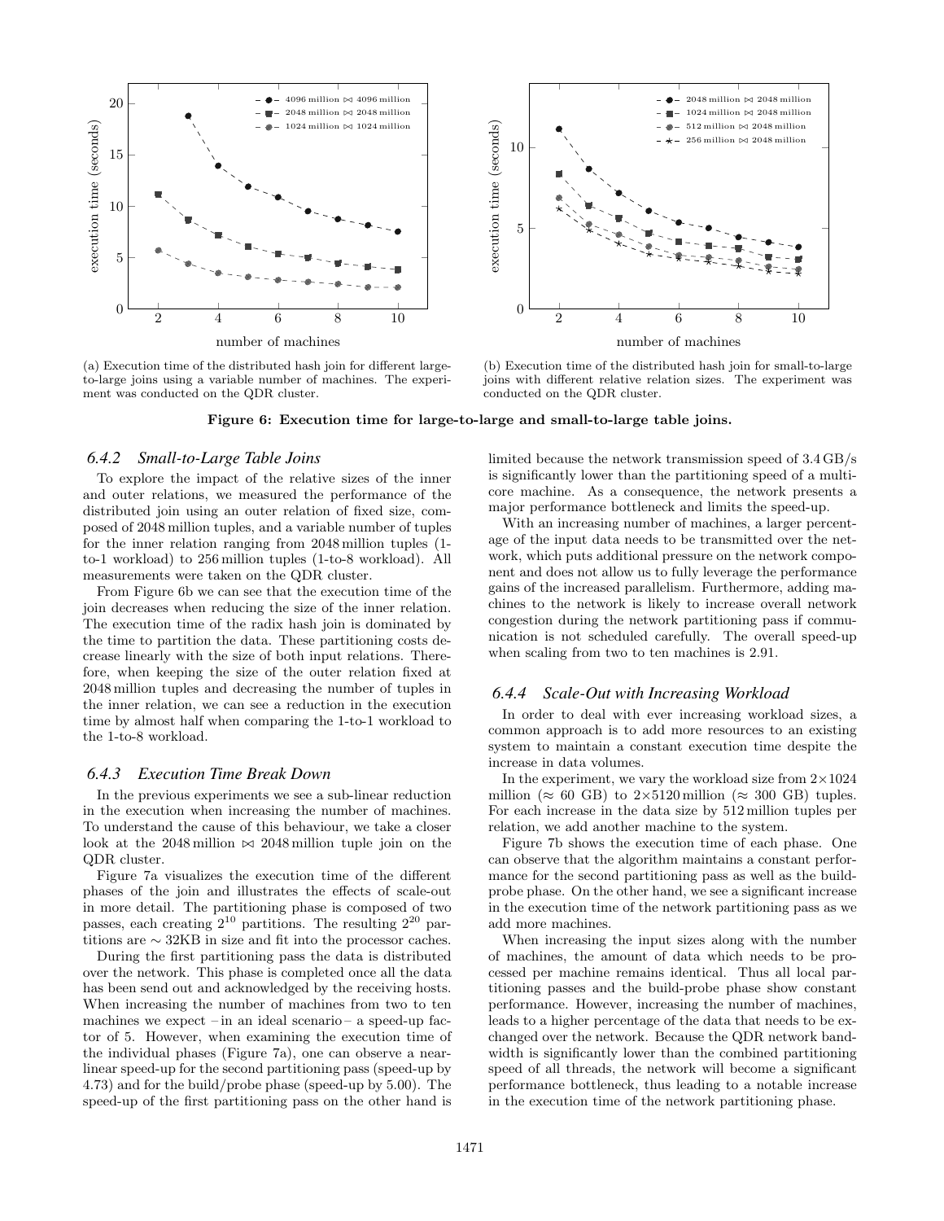(a) Execution time of the distributed hash join for different large-to-large joins using a variable number of machines. The experiment was conducted on the QDR cluster.

(b) Execution time of the distributed hash join for small-to-large joins with different relative relation sizes. The experiment was conducted on the QDR cluster.

**Figure 6: Execution time for large-to-large and small-to-large table joins.**

### 6.4.2 Small-to-Large Table Joins

To explore the impact of the relative sizes of the inner and outer relations, we measured the performance of the distributed join using an outer relation of fixed size, composed of 2048 million tuples, and a variable number of tuples for the inner relation ranging from 2048 million tuples (1-to-1 workload) to 256 million tuples (1-to-8 workload). All measurements were taken on the QDR cluster.

From Figure 6b we can see that the execution time of the join decreases when reducing the size of the inner relation. The execution time of the radix hash join is dominated by the time to partition the data. These partitioning costs decrease linearly with the size of both input relations. Therefore, when keeping the size of the outer relation fixed at 2048 million tuples and decreasing the number of tuples in the inner relation, we can see a reduction in the execution time by almost half when comparing the 1-to-1 workload to the 1-to-8 workload.

### 6.4.3 Execution Time Break Down

In the previous experiments we see a sub-linear reduction in the execution when increasing the number of machines. To understand the cause of this behaviour, we take a closer look at the 2048 million $\bowtie$ 2048 million tuple join on the QDR cluster.

Figure 7a visualizes the execution time of the different phases of the join and illustrates the effects of scale-out in more detail. The partitioning phase is composed of two passes, each creating $2^{10}$ partitions. The resulting $2^{20}$ partitions are $\sim$ 32KB in size and fit into the processor caches.

During the first partitioning pass the data is distributed over the network. This phase is completed once all the data has been send out and acknowledged by the receiving hosts. When increasing the number of machines from two to ten machines we expect – in an ideal scenario – a speed-up factor of 5. However, when examining the execution time of the individual phases (Figure 7a), one can observe a near-linear speed-up for the second partitioning pass (speed-up by 4.73) and for the build/probe phase (speed-up by 5.00). The speed-up of the first partitioning pass on the other hand is limited because the network transmission speed of 3.4 GB/s is significantly lower than the partitioning speed of a multi-core machine. As a consequence, the network presents a major performance bottleneck and limits the speed-up.

With an increasing number of machines, a larger percentage of the input data needs to be transmitted over the network, which puts additional pressure on the network component and does not allow us to fully leverage the performance gains of the increased parallelism. Furthermore, adding machines to the network is likely to increase overall network congestion during the network partitioning pass if communication is not scheduled carefully. The overall speed-up when scaling from two to ten machines is 2.91.

### 6.4.4 Scale-Out with Increasing Workload

In order to deal with ever increasing workload sizes, a common approach is to add more resources to an existing system to maintain a constant execution time despite the increase in data volumes.

In the experiment, we vary the workload size from 2×1024 million ($\approx$ 60 GB) to 2×5120 million ($\approx$ 300 GB) tuples. For each increase in the data size by 512 million tuples per relation, we add another machine to the system.

Figure 7b shows the execution time of each phase. One can observe that the algorithm maintains a constant performance for the second partitioning pass as well as the build-probe phase. On the other hand, we see a significant increase in the execution time of the network partitioning pass as we add more machines.

When increasing the input sizes along with the number of machines, the amount of data which needs to be processed per machine remains identical. Thus all local partitioning passes and the build-probe phase show constant performance. However, increasing the number of machines, leads to a higher percentage of the data that needs to be exchanged over the network. Because the QDR network bandwidth is significantly lower than the combined partitioning speed of all threads, the network will become a significant performance bottleneck, thus leading to a notable increase in the execution time of the network partitioning phase.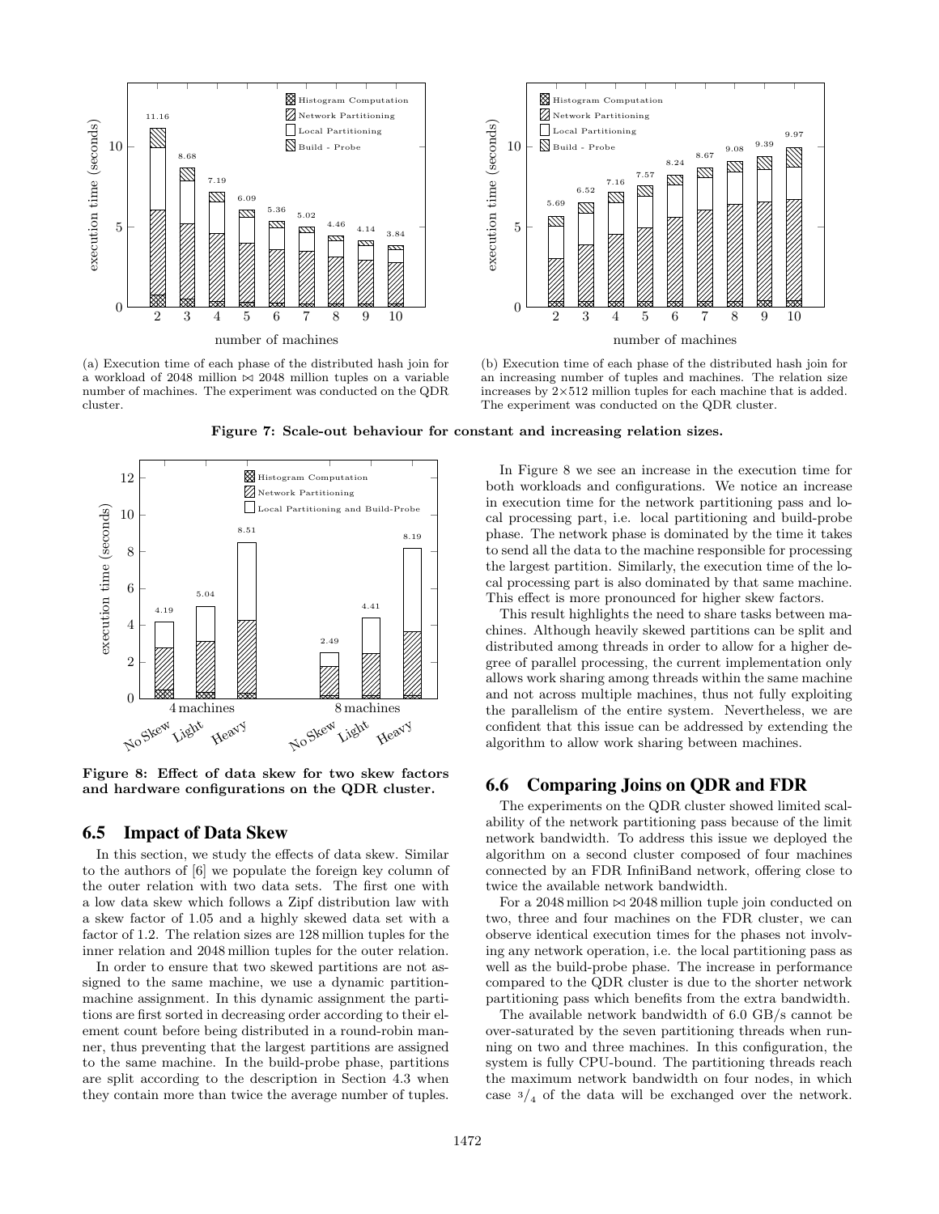execution time (seconds)

Histogram Computation
Network Partitioning
Local Partitioning
Build - Probe

11.16
8.68
7.19
6.09
5.36
5.02
4.46
4.14
3.84

0
5
10

2 3 4 5 6 7 8 9 10

number of machines

(a) Execution time of each phase of the distributed hash join for a workload of 2048 million ⋈ 2048 million tuples on a variable number of machines. The experiment was conducted on the QDR cluster.

execution time (seconds)

Histogram Computation
Network Partitioning
Local Partitioning
Build - Probe

5.69
6.52
7.16
7.57
8.24
8.67
9.08
9.39
9.97

0
5
10

2 3 4 5 6 7 8 9 10

number of machines

(b) Execution time of each phase of the distributed hash join for an increasing number of tuples and machines. The relation size increases by 2×512 million tuples for each machine that is added. The experiment was conducted on the QDR cluster.

**Figure 7: Scale-out behaviour for constant and increasing relation sizes.**

execution time (seconds)

Histogram Computation
Network Partitioning
Local Partitioning and Build-Probe

4.19
5.04
8.51
2.49
4.41
8.19

0
2
4
6
8
10
12

4 machines
8 machines

No Skew Light Heavy
No Skew Light Heavy

**Figure 8: Effect of data skew for two skew factors and hardware configurations on the QDR cluster.**

## 6.5 Impact of Data Skew

In this section, we study the effects of data skew. Similar to the authors of [6] we populate the foreign key column of the outer relation with two data sets. The first one with a low data skew which follows a Zipf distribution law with a skew factor of 1.05 and a highly skewed data set with a factor of 1.2. The relation sizes are 128 million tuples for the inner relation and 2048 million tuples for the outer relation.

In order to ensure that two skewed partitions are not assigned to the same machine, we use a dynamic partition-machine assignment. In this dynamic assignment the partitions are first sorted in decreasing order according to their element count before being distributed in a round-robin manner, thus preventing that the largest partitions are assigned to the same machine. In the build-probe phase, partitions are split according to the description in Section 4.3 when they contain more than twice the average number of tuples.

In Figure 8 we see an increase in the execution time for both workloads and configurations. We notice an increase in execution time for the network partitioning pass and local processing part, i.e. local partitioning and build-probe phase. The network phase is dominated by the time it takes to send all the data to the machine responsible for processing the largest partition. Similarly, the execution time of the local processing part is also dominated by that same machine. This effect is more pronounced for higher skew factors.

This result highlights the need to share tasks between machines. Although heavily skewed partitions can be split and distributed among threads in order to allow for a higher degree of parallel processing, the current implementation only allows work sharing among threads within the same machine and not across multiple machines, thus not fully exploiting the parallelism of the entire system. Nevertheless, we are confident that this issue can be addressed by extending the algorithm to allow work sharing between machines.

## 6.6 Comparing Joins on QDR and FDR

The experiments on the QDR cluster showed limited scalability of the network partitioning pass because of the limit network bandwidth. To address this issue we deployed the algorithm on a second cluster composed of four machines connected by an FDR InfiniBand network, offering close to twice the available network bandwidth.

For a 2048 million ⋈ 2048 million tuple join conducted on two, three and four machines on the FDR cluster, we can observe identical execution times for the phases not involving any network operation, i.e. the local partitioning pass as well as the build-probe phase. The increase in performance compared to the QDR cluster is due to the shorter network partitioning pass which benefits from the extra bandwidth.

The available network bandwidth of 6.0 GB/s cannot be over-saturated by the seven partitioning threads when running on two and three machines. In this configuration, the system is fully CPU-bound. The partitioning threads reach the maximum network bandwidth on four nodes, in which case $^3/_4$ of the data will be exchanged over the network.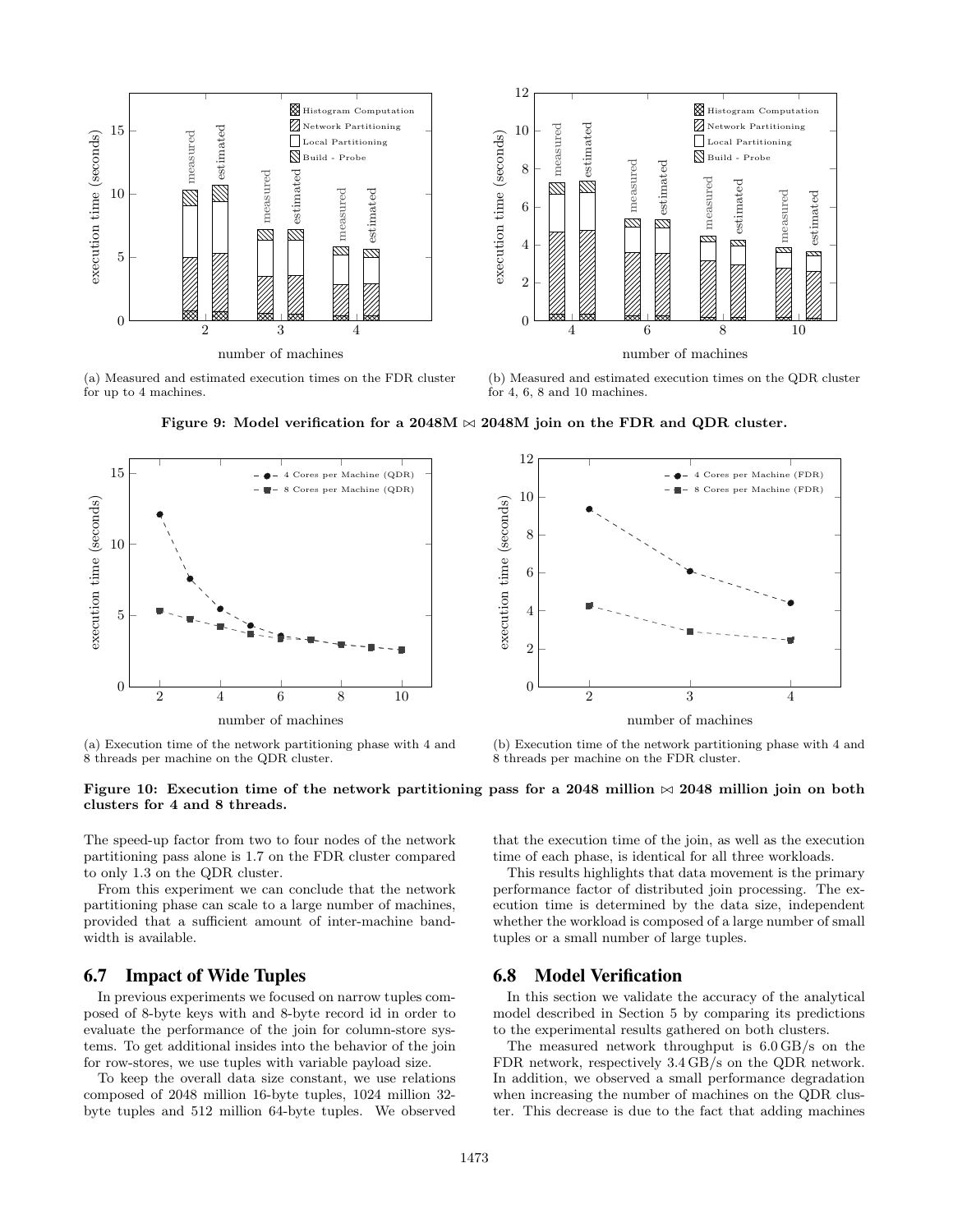Figure 9: Model verification for a 2048M ⋈ 2048M join on the FDR and QDR cluster.

(a) Measured and estimated execution times on the FDR cluster for up to 4 machines.

(b) Measured and estimated execution times on the QDR cluster for 4, 6, 8 and 10 machines.

**Figure 9: Model verification for a 2048M ⋈ 2048M join on the FDR and QDR cluster.**

(a) Execution time of the network partitioning phase with 4 and 8 threads per machine on the QDR cluster.

(b) Execution time of the network partitioning phase with 4 and 8 threads per machine on the FDR cluster.

**Figure 10: Execution time of the network partitioning pass for a 2048 million ⋈ 2048 million join on both clusters for 4 and 8 threads.**

The speed-up factor from two to four nodes of the network partitioning pass alone is 1.7 on the FDR cluster compared to only 1.3 on the QDR cluster.

From this experiment we can conclude that the network partitioning phase can scale to a large number of machines, provided that a sufficient amount of inter-machine bandwidth is available.

## 6.7 Impact of Wide Tuples

In previous experiments we focused on narrow tuples composed of 8-byte keys with and 8-byte record id in order to evaluate the performance of the join for column-store systems. To get additional insides into the behavior of the join for row-stores, we use tuples with variable payload size.

To keep the overall data size constant, we use relations composed of 2048 million 16-byte tuples, 1024 million 32-byte tuples and 512 million 64-byte tuples. We observed that the execution time of the join, as well as the execution time of each phase, is identical for all three workloads.

This results highlights that data movement is the primary performance factor of distributed join processing. The execution time is determined by the data size, independent whether the workload is composed of a large number of small tuples or a small number of large tuples.

## 6.8 Model Verification

In this section we validate the accuracy of the analytical model described in Section 5 by comparing its predictions to the experimental results gathered on both clusters.

The measured network throughput is 6.0 GB/s on the FDR network, respectively 3.4 GB/s on the QDR network. In addition, we observed a small performance degradation when increasing the number of machines on the QDR cluster. This decrease is due to the fact that adding machines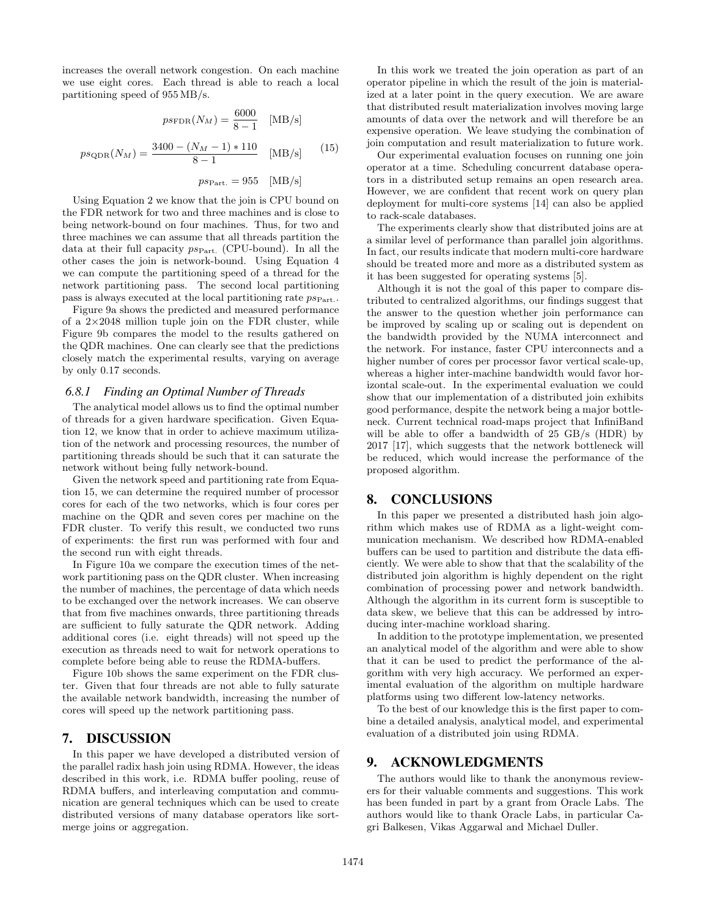increases the overall network congestion. On each machine we use eight cores. Each thread is able to reach a local partitioning speed of 955 MB/s.

$$ps_{\text{FDR}}(N_M) = \frac{6000}{8-1} \quad [\text{MB/s}]$$

$$ps_{\text{QDR}}(N_M) = \frac{3400 - (N_M - 1) * 110}{8-1} \quad [\text{MB/s}] \qquad (15)$$

$$ps_{\text{Part.}} = 955 \quad [\text{MB/s}]$$

Using Equation 2 we know that the join is CPU bound on the FDR network for two and three machines and is close to being network-bound on four machines. Thus, for two and three machines we can assume that all threads partition the data at their full capacity $ps_{\text{Part.}}$ (CPU-bound). In all the other cases the join is network-bound. Using Equation 4 we can compute the partitioning speed of a thread for the network partitioning pass. The second local partitioning pass is always executed at the local partitioning rate $ps_{\text{Part.}}$.

Figure 9a shows the predicted and measured performance of a 2×2048 million tuple join on the FDR cluster, while Figure 9b compares the model to the results gathered on the QDR machines. One can clearly see that the predictions closely match the experimental results, varying on average by only 0.17 seconds.

### *6.8.1 Finding an Optimal Number of Threads*

The analytical model allows us to find the optimal number of threads for a given hardware specification. Given Equation 12, we know that in order to achieve maximum utilization of the network and processing resources, the number of partitioning threads should be such that it can saturate the network without being fully network-bound.

Given the network speed and partitioning rate from Equation 15, we can determine the required number of processor cores for each of the two networks, which is four cores per machine on the QDR and seven cores per machine on the FDR cluster. To verify this result, we conducted two runs of experiments: the first run was performed with four and the second run with eight threads.

In Figure 10a we compare the execution times of the network partitioning pass on the QDR cluster. When increasing the number of machines, the percentage of data which needs to be exchanged over the network increases. We can observe that from five machines onwards, three partitioning threads are sufficient to fully saturate the QDR network. Adding additional cores (i.e. eight threads) will not speed up the execution as threads need to wait for network operations to complete before being able to reuse the RDMA-buffers.

Figure 10b shows the same experiment on the FDR cluster. Given that four threads are not able to fully saturate the available network bandwidth, increasing the number of cores will speed up the network partitioning pass.

## 7. DISCUSSION

In this paper we have developed a distributed version of the parallel radix hash join using RDMA. However, the ideas described in this work, i.e. RDMA buffer pooling, reuse of RDMA buffers, and interleaving computation and communication are general techniques which can be used to create distributed versions of many database operators like sort-merge joins or aggregation.

In this work we treated the join operation as part of an operator pipeline in which the result of the join is materialized at a later point in the query execution. We are aware that distributed result materialization involves moving large amounts of data over the network and will therefore be an expensive operation. We leave studying the combination of join computation and result materialization to future work.

Our experimental evaluation focuses on running one join operator at a time. Scheduling concurrent database operators in a distributed setup remains an open research area. However, we are confident that recent work on query plan deployment for multi-core systems [14] can also be applied to rack-scale databases.

The experiments clearly show that distributed joins are at a similar level of performance than parallel join algorithms. In fact, our results indicate that modern multi-core hardware should be treated more and more as a distributed system as it has been suggested for operating systems [5].

Although it is not the goal of this paper to compare distributed to centralized algorithms, our findings suggest that the answer to the question whether join performance can be improved by scaling up or scaling out is dependent on the bandwidth provided by the NUMA interconnect and the network. For instance, faster CPU interconnects and a higher number of cores per processor favor vertical scale-up, whereas a higher inter-machine bandwidth would favor horizontal scale-out. In the experimental evaluation we could show that our implementation of a distributed join exhibits good performance, despite the network being a major bottleneck. Current technical road-maps project that InfiniBand will be able to offer a bandwidth of 25 GB/s (HDR) by 2017 [17], which suggests that the network bottleneck will be reduced, which would increase the performance of the proposed algorithm.

## 8. CONCLUSIONS

In this paper we presented a distributed hash join algorithm which makes use of RDMA as a light-weight communication mechanism. We described how RDMA-enabled buffers can be used to partition and distribute the data efficiently. We were able to show that that the scalability of the distributed join algorithm is highly dependent on the right combination of processing power and network bandwidth. Although the algorithm in its current form is susceptible to data skew, we believe that this can be addressed by introducing inter-machine workload sharing.

In addition to the prototype implementation, we presented an analytical model of the algorithm and were able to show that it can be used to predict the performance of the algorithm with very high accuracy. We performed an experimental evaluation of the algorithm on multiple hardware platforms using two different low-latency networks.

To the best of our knowledge this is the first paper to combine a detailed analysis, analytical model, and experimental evaluation of a distributed join using RDMA.

## 9. ACKNOWLEDGMENTS

The authors would like to thank the anonymous reviewers for their valuable comments and suggestions. This work has been funded in part by a grant from Oracle Labs. The authors would like to thank Oracle Labs, in particular Cagri Balkesen, Vikas Aggarwal and Michael Duller.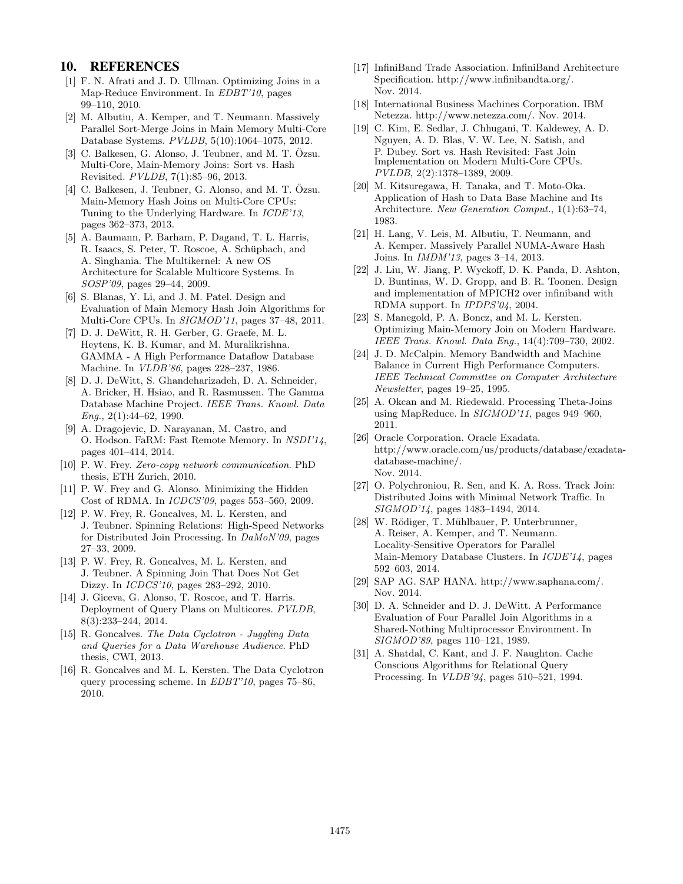## 10. REFERENCES

[1] F. N. Afrati and J. D. Ullman. Optimizing Joins in a Map-Reduce Environment. In *EDBT'10*, pages 99–110, 2010.

[2] M. Albutiu, A. Kemper, and T. Neumann. Massively Parallel Sort-Merge Joins in Main Memory Multi-Core Database Systems. *PVLDB*, 5(10):1064–1075, 2012.

[3] C. Balkesen, G. Alonso, J. Teubner, and M. T. Özsu. Multi-Core, Main-Memory Joins: Sort vs. Hash Revisited. *PVLDB*, 7(1):85–96, 2013.

[4] C. Balkesen, J. Teubner, G. Alonso, and M. T. Özsu. Main-Memory Hash Joins on Multi-Core CPUs: Tuning to the Underlying Hardware. In *ICDE'13*, pages 362–373, 2013.

[5] A. Baumann, P. Barham, P. Dagand, T. L. Harris, R. Isaacs, S. Peter, T. Roscoe, A. Schüpbach, and A. Singhania. The Multikernel: A new OS Architecture for Scalable Multicore Systems. In *SOSP'09*, pages 29–44, 2009.

[6] S. Blanas, Y. Li, and J. M. Patel. Design and Evaluation of Main Memory Hash Join Algorithms for Multi-Core CPUs. In *SIGMOD'11*, pages 37–48, 2011.

[7] D. J. DeWitt, R. H. Gerber, G. Graefe, M. L. Heytens, K. B. Kumar, and M. Muralikrishna. GAMMA - A High Performance Dataflow Database Machine. In *VLDB'86*, pages 228–237, 1986.

[8] D. J. DeWitt, S. Ghandeharizadeh, D. A. Schneider, A. Bricker, H. Hsiao, and R. Rasmussen. The Gamma Database Machine Project. *IEEE Trans. Knowl. Data Eng.*, 2(1):44–62, 1990.

[9] A. Dragojevic, D. Narayanan, M. Castro, and O. Hodson. FaRM: Fast Remote Memory. In *NSDI'14*, pages 401–414, 2014.

[10] P. W. Frey. *Zero-copy network communication*. PhD thesis, ETH Zurich, 2010.

[11] P. W. Frey and G. Alonso. Minimizing the Hidden Cost of RDMA. In *ICDCS'09*, pages 553–560, 2009.

[12] P. W. Frey, R. Goncalves, M. L. Kersten, and J. Teubner. Spinning Relations: High-Speed Networks for Distributed Join Processing. In *DaMoN'09*, pages 27–33, 2009.

[13] P. W. Frey, R. Goncalves, M. L. Kersten, and J. Teubner. A Spinning Join That Does Not Get Dizzy. In *ICDCS'10*, pages 283–292, 2010.

[14] J. Giceva, G. Alonso, T. Roscoe, and T. Harris. Deployment of Query Plans on Multicores. *PVLDB*, 8(3):233–244, 2014.

[15] R. Goncalves. *The Data Cyclotron - Juggling Data and Queries for a Data Warehouse Audience*. PhD thesis, CWI, 2013.

[16] R. Goncalves and M. L. Kersten. The Data Cyclotron query processing scheme. In *EDBT'10*, pages 75–86, 2010.

[17] InfiniBand Trade Association. InfiniBand Architecture Specification. http://www.infinibandta.org/. Nov. 2014.

[18] International Business Machines Corporation. IBM Netezza. http://www.netezza.com/. Nov. 2014.

[19] C. Kim, E. Sedlar, J. Chhugani, T. Kaldewey, A. D. Nguyen, A. D. Blas, V. W. Lee, N. Satish, and P. Dubey. Sort vs. Hash Revisited: Fast Join Implementation on Modern Multi-Core CPUs. *PVLDB*, 2(2):1378–1389, 2009.

[20] M. Kitsuregawa, H. Tanaka, and T. Moto-Oka. Application of Hash to Data Base Machine and Its Architecture. *New Generation Comput.*, 1(1):63–74, 1983.

[21] H. Lang, V. Leis, M. Albutiu, T. Neumann, and A. Kemper. Massively Parallel NUMA-Aware Hash Joins. In *IMDM'13*, pages 3–14, 2013.

[22] J. Liu, W. Jiang, P. Wyckoff, D. K. Panda, D. Ashton, D. Buntinas, W. D. Gropp, and B. R. Toonen. Design and implementation of MPICH2 over infiniband with RDMA support. In *IPDPS'04*, 2004.

[23] S. Manegold, P. A. Boncz, and M. L. Kersten. Optimizing Main-Memory Join on Modern Hardware. *IEEE Trans. Knowl. Data Eng.*, 14(4):709–730, 2002.

[24] J. D. McCalpin. Memory Bandwidth and Machine Balance in Current High Performance Computers. *IEEE Technical Committee on Computer Architecture Newsletter*, pages 19–25, 1995.

[25] A. Okcan and M. Riedewald. Processing Theta-Joins using MapReduce. In *SIGMOD'11*, pages 949–960, 2011.

[26] Oracle Corporation. Oracle Exadata. http://www.oracle.com/us/products/database/exadata-database-machine/. Nov. 2014.

[27] O. Polychroniou, R. Sen, and K. A. Ross. Track Join: Distributed Joins with Minimal Network Traffic. In *SIGMOD'14*, pages 1483–1494, 2014.

[28] W. Rödiger, T. Mühlbauer, P. Unterbrunner, A. Reiser, A. Kemper, and T. Neumann. Locality-Sensitive Operators for Parallel Main-Memory Database Clusters. In *ICDE'14*, pages 592–603, 2014.

[29] SAP AG. SAP HANA. http://www.saphana.com/. Nov. 2014.

[30] D. A. Schneider and D. J. DeWitt. A Performance Evaluation of Four Parallel Join Algorithms in a Shared-Nothing Multiprocessor Environment. In *SIGMOD'89*, pages 110–121, 1989.

[31] A. Shatdal, C. Kant, and J. F. Naughton. Cache Conscious Algorithms for Relational Query Processing. In *VLDB'94*, pages 510–521, 1994.